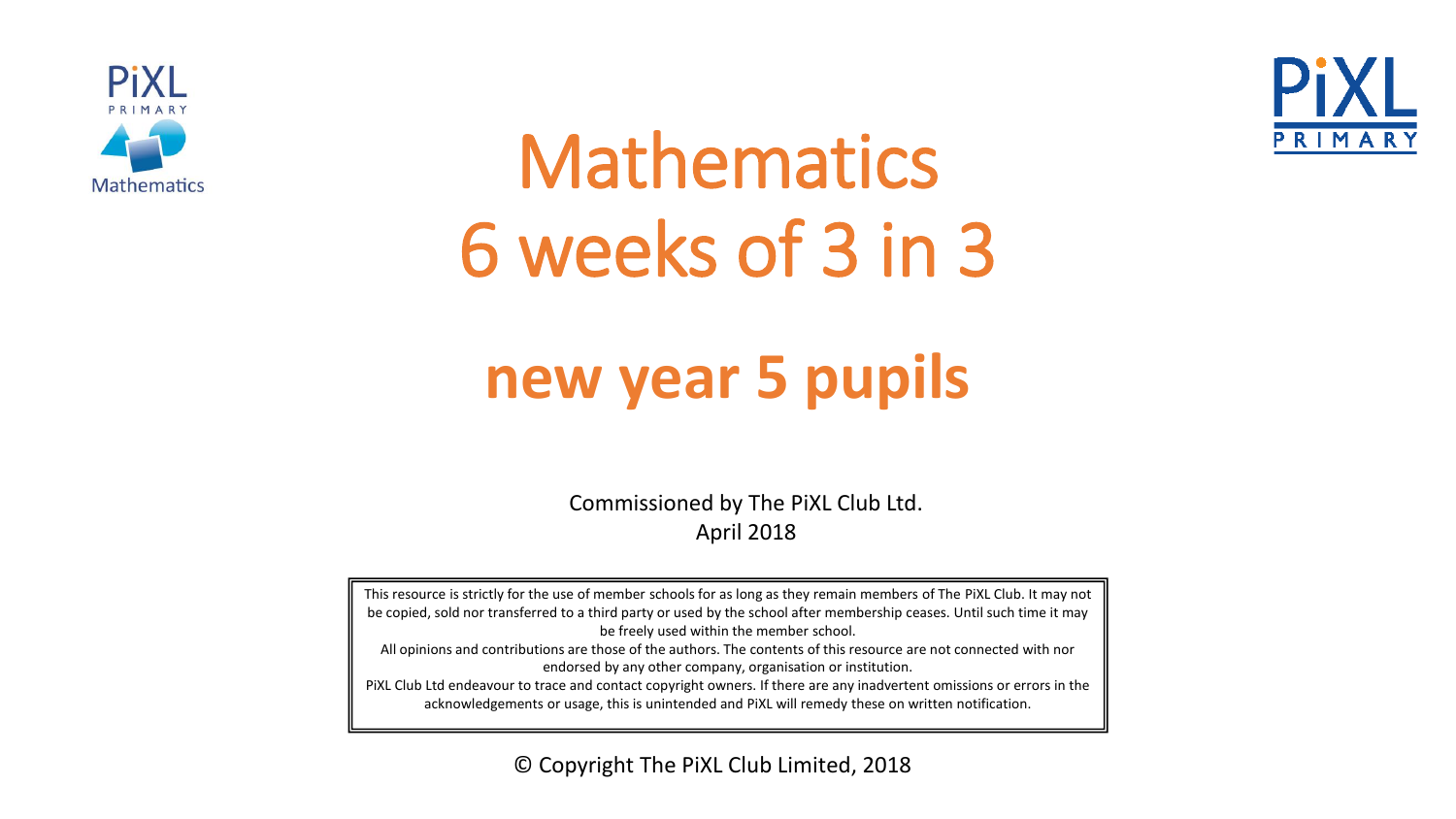PiXL PRIMARY Mathematics

PiXL PRIMARY

# Mathematics 6 weeks of 3 in 3

## new year 5 pupils

Commissioned by The PiXL Club Ltd.
April 2018

This resource is strictly for the use of member schools for as long as they remain members of The PiXL Club. It may not be copied, sold nor transferred to a third party or used by the school after membership ceases. Until such time it may be freely used within the member school.
All opinions and contributions are those of the authors. The contents of this resource are not connected with nor endorsed by any other company, organisation or institution.
PiXL Club Ltd endeavour to trace and contact copyright owners. If there are any inadvertent omissions or errors in the acknowledgements or usage, this is unintended and PiXL will remedy these on written notification.

© Copyright The PiXL Club Limited, 2018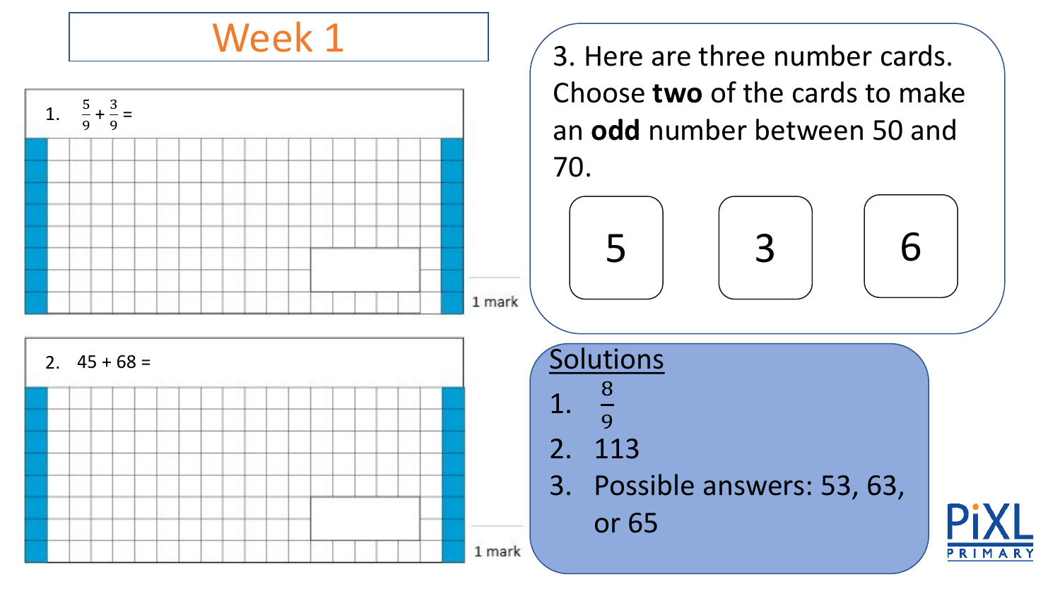# Week 1

1. $\frac{5}{9} + \frac{3}{9} =$

1 mark

2. 45 + 68 =

1 mark

3. Here are three number cards. Choose **two** of the cards to make an **odd** number between 50 and 70.

5 | 3 | 6

## Solutions

1. $\frac{8}{9}$
2. 113
3. Possible answers: 53, 63, or 65

PiXL PRIMARY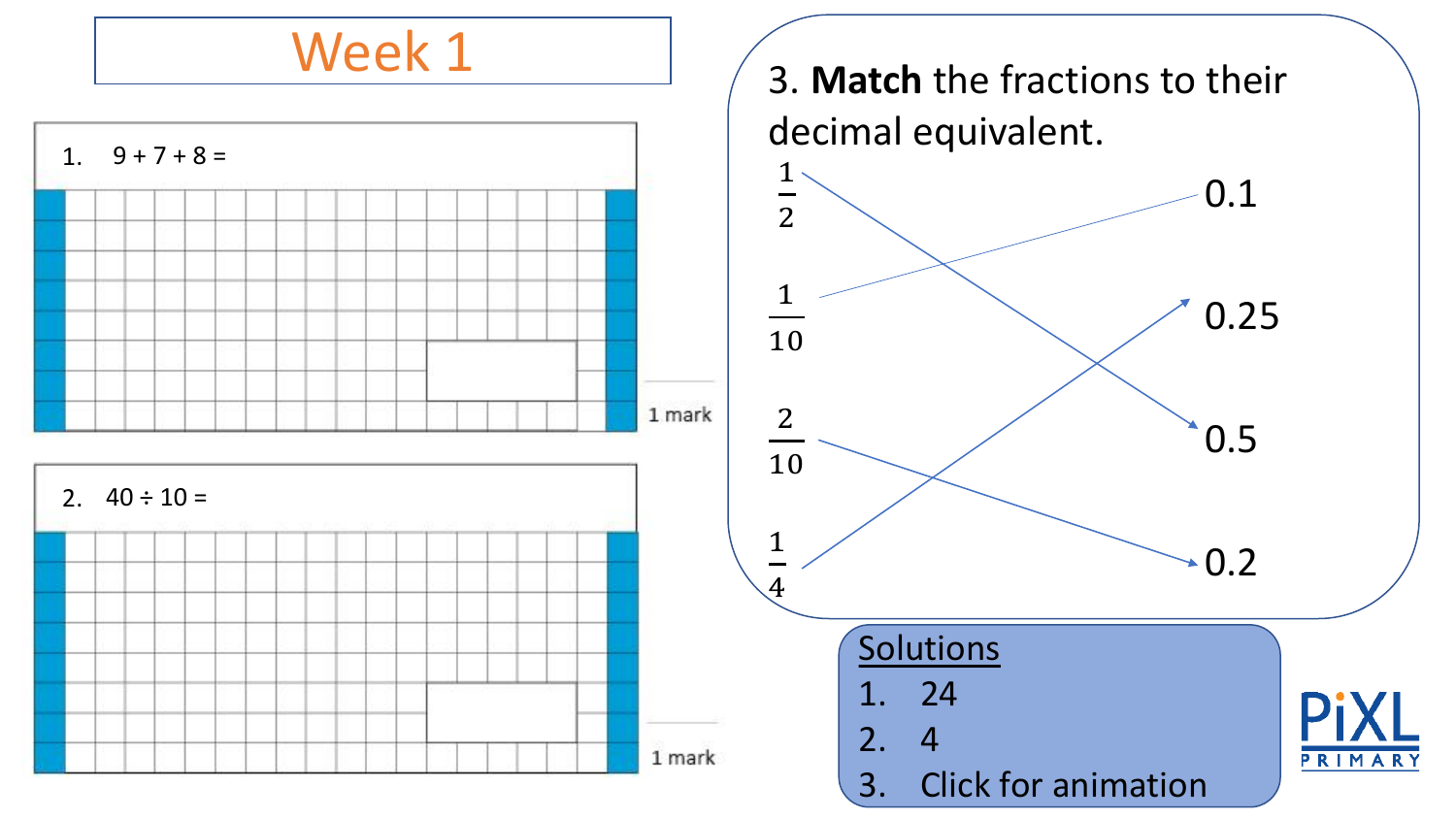# Week 1

1. 9 + 7 + 8 =

1 mark

2. 40 ÷ 10 =

1 mark

3. **Match** the fractions to their decimal equivalent.

$\frac{1}{2}$

$\frac{1}{10}$

$\frac{2}{10}$

$\frac{1}{4}$

0.1

0.25

0.5

0.2

Solutions

1. 24
2. 4
3. Click for animation

PiXL PRIMARY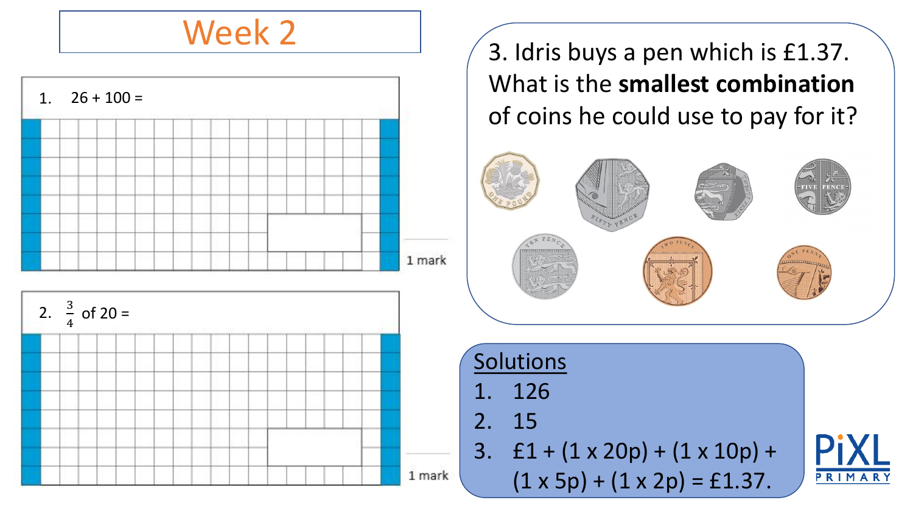# Week 2

1. 26 + 100 =

1 mark

2. $\frac{3}{4}$ of 20 =

1 mark

3. Idris buys a pen which is £1.37. What is the **smallest combination** of coins he could use to pay for it?

Solutions

1. 126
2. 15
3. £1 + (1 x 20p) + (1 x 10p) + (1 x 5p) + (1 x 2p) = £1.37.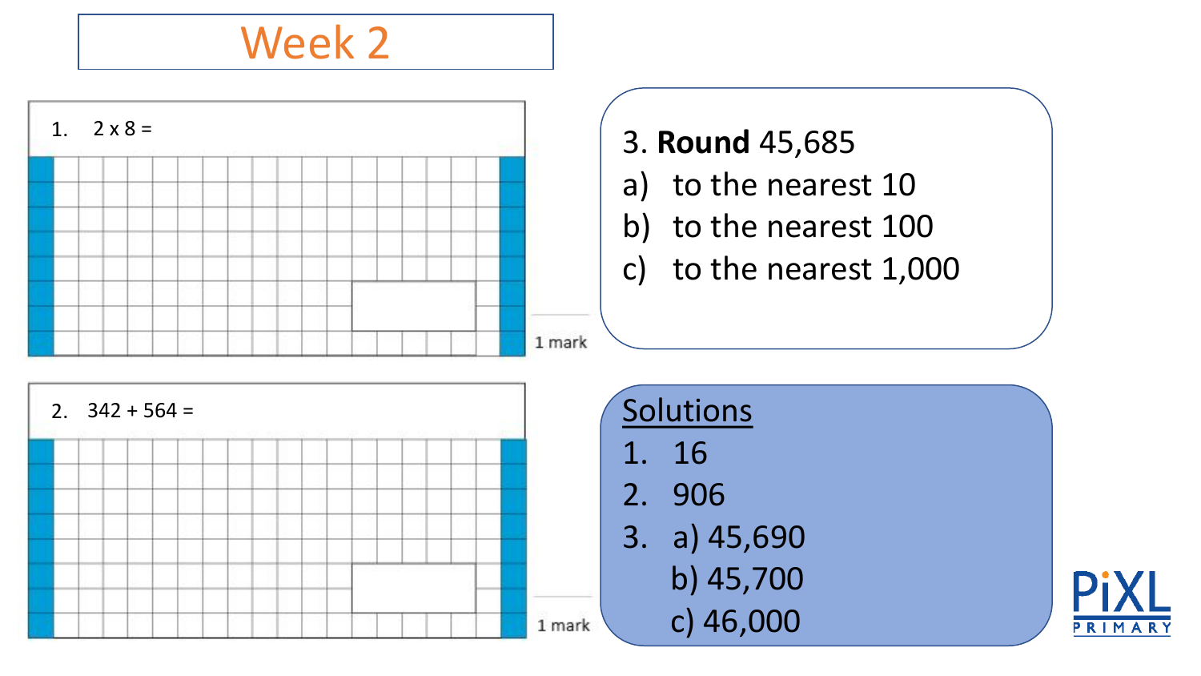# Week 2

1. 2 x 8 =

1 mark

2. 342 + 564 =

1 mark

3. **Round** 45,685

a) to the nearest 10

b) to the nearest 100

c) to the nearest 1,000

**Solutions**

1. 16
2. 906
3. a) 45,690

   b) 45,700

   c) 46,000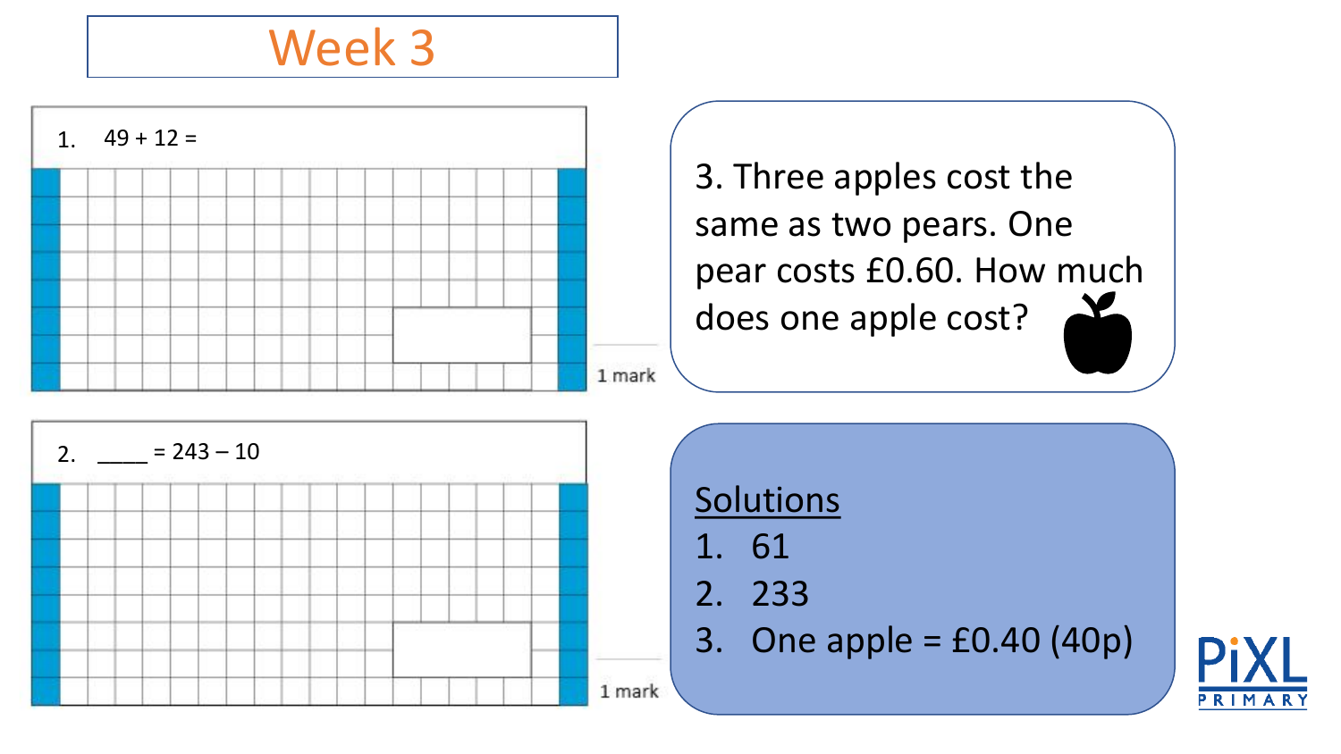# Week 3

1. 49 + 12 =

1 mark

2. _____ = 243 – 10

1 mark

3. Three apples cost the same as two pears. One pear costs £0.60. How much does one apple cost?

<u>Solutions</u>

1. 61
2. 233
3. One apple = £0.40 (40p)

PiXL PRIMARY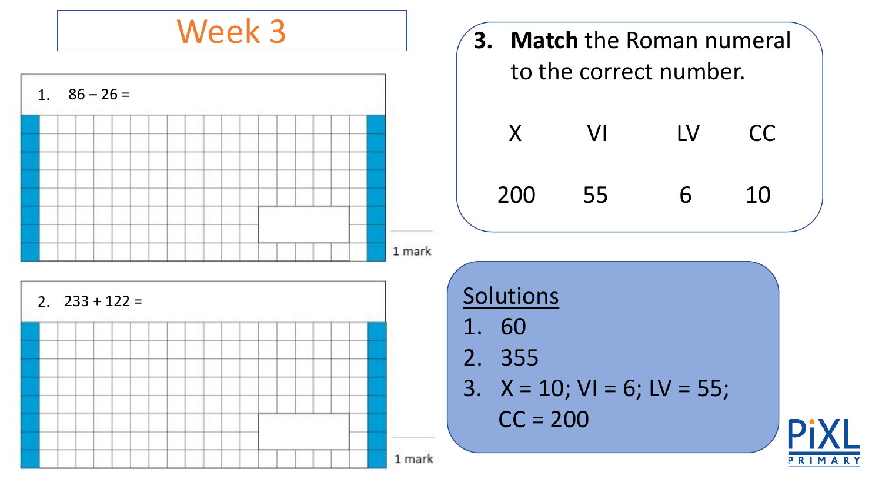# Week 3

1. 86 – 26 =

1 mark

2. 233 + 122 =

1 mark

3. **Match** the Roman numeral to the correct number.

| | | | |
|---|---|---|---|
| X | VI | LV | CC |
| 200 | 55 | 6 | 10 |

<u>Solutions</u>

1. 60
2. 355
3. X = 10; VI = 6; LV = 55; CC = 200

PiXL PRIMARY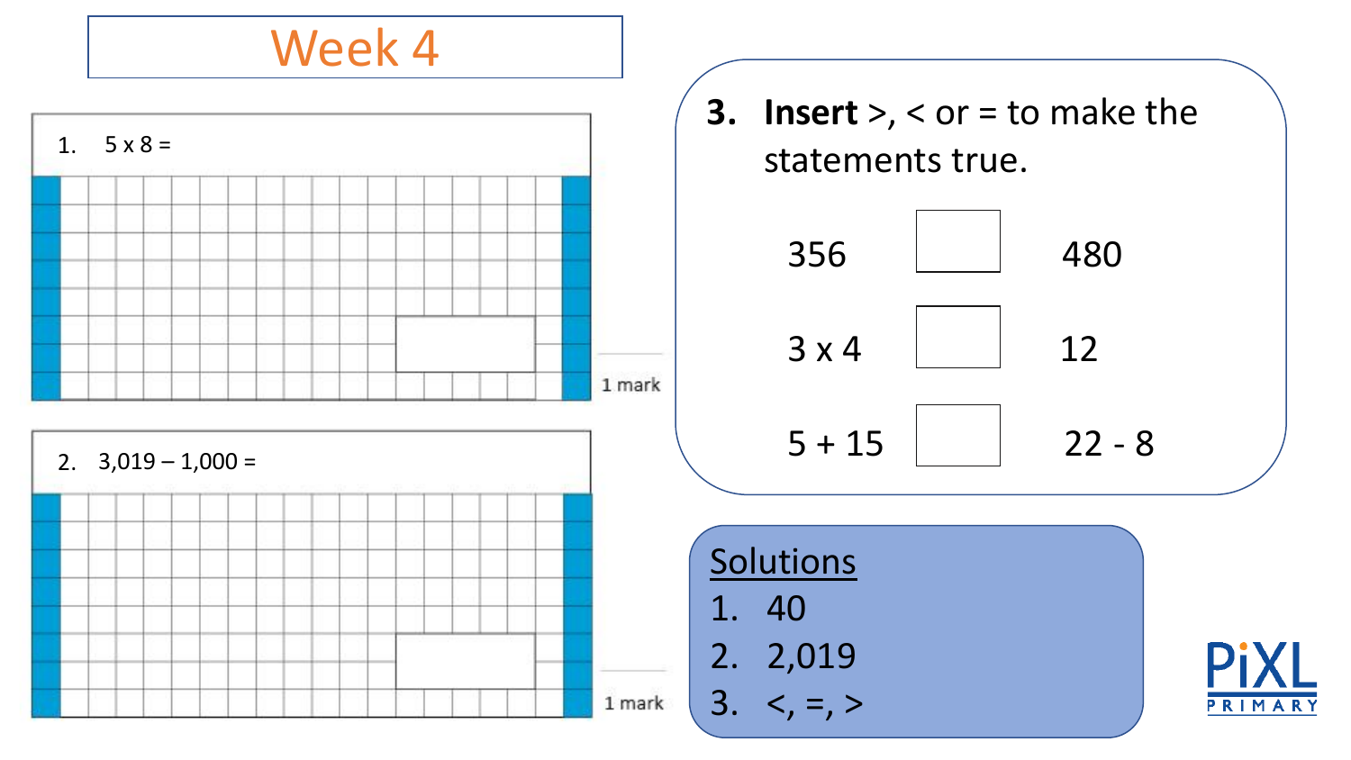# Week 4

1. $5 \times 8 =$

1 mark

2. 3,019 – 1,000 =

1 mark

**3. Insert** >, < or = to make the statements true.

| | | |
|---|---|---|
| 356 | ☐ | 480 |
| $3 \times 4$ | ☐ | 12 |
| 5 + 15 | ☐ | 22 - 8 |

<u>Solutions</u>

1. 40
2. 2,019
3. <, =, >

PiXL PRIMARY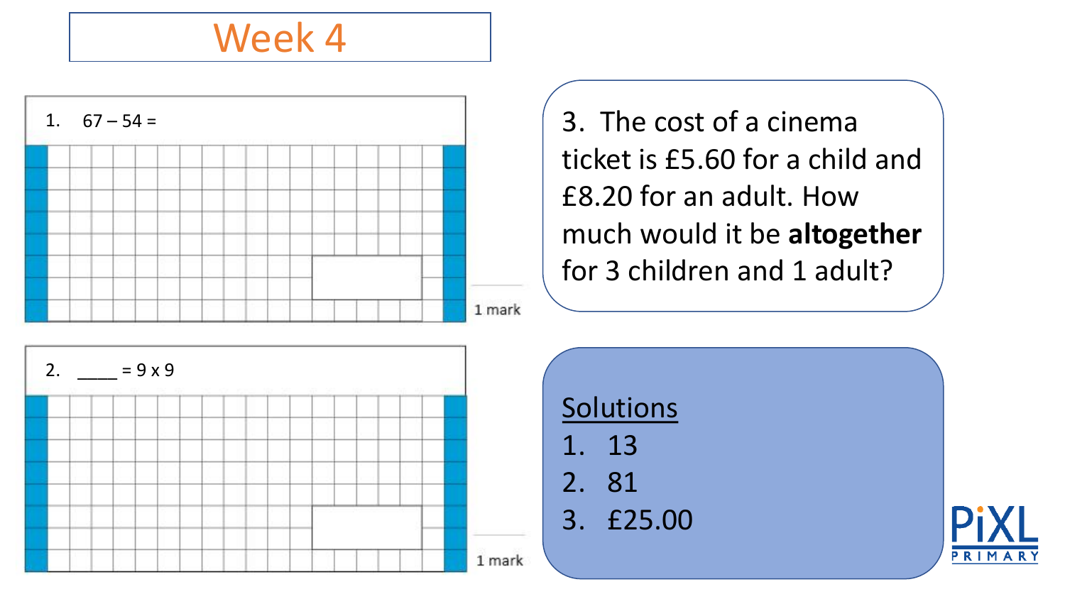# Week 4

1. 67 – 54 =

1 mark

2. ____ = 9 x 9

1 mark

3. The cost of a cinema ticket is £5.60 for a child and £8.20 for an adult. How much would it be **altogether** for 3 children and 1 adult?

Solutions

1. 13
2. 81
3. £25.00

PiXL PRIMARY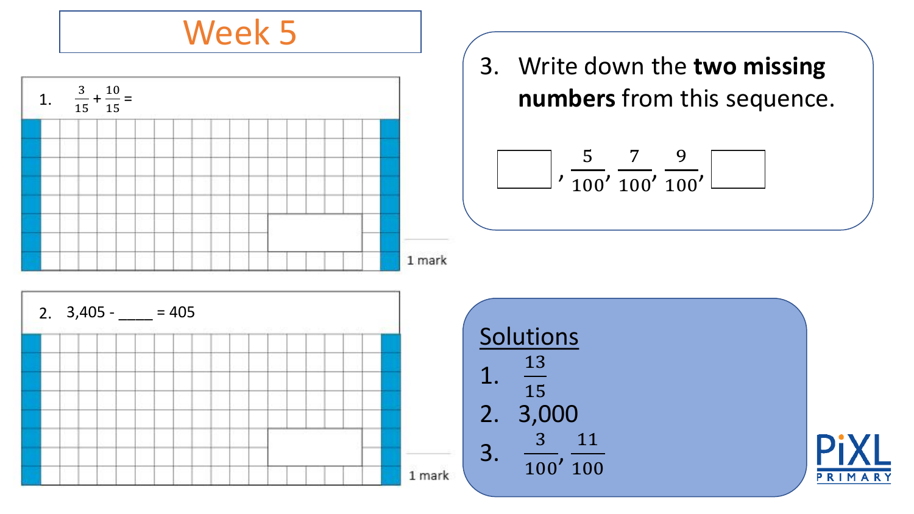# Week 5

1. $\frac{3}{15} + \frac{10}{15} =$

1 mark

2. 3,405 - ____ = 405

1 mark

3. Write down the **two missing numbers** from this sequence.

$\square, \frac{5}{100}, \frac{7}{100}, \frac{9}{100}, \square$

## Solutions

1. $\frac{13}{15}$
2. 3,000
3. $\frac{3}{100}, \frac{11}{100}$

PiXL PRIMARY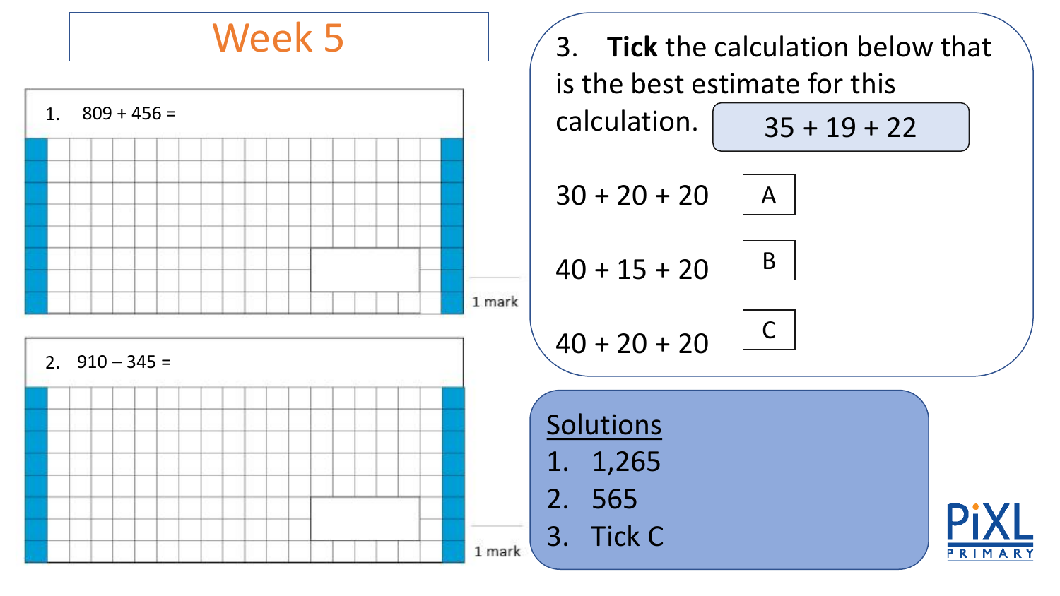# Week 5

1. 809 + 456 =

1 mark

2. 910 – 345 =

1 mark

3. **Tick** the calculation below that is the best estimate for this calculation. 35 + 19 + 22

30 + 20 + 20 A

40 + 15 + 20 B

40 + 20 + 20 C

**Solutions**

1. 1,265
2. 565
3. Tick C

PiXL PRIMARY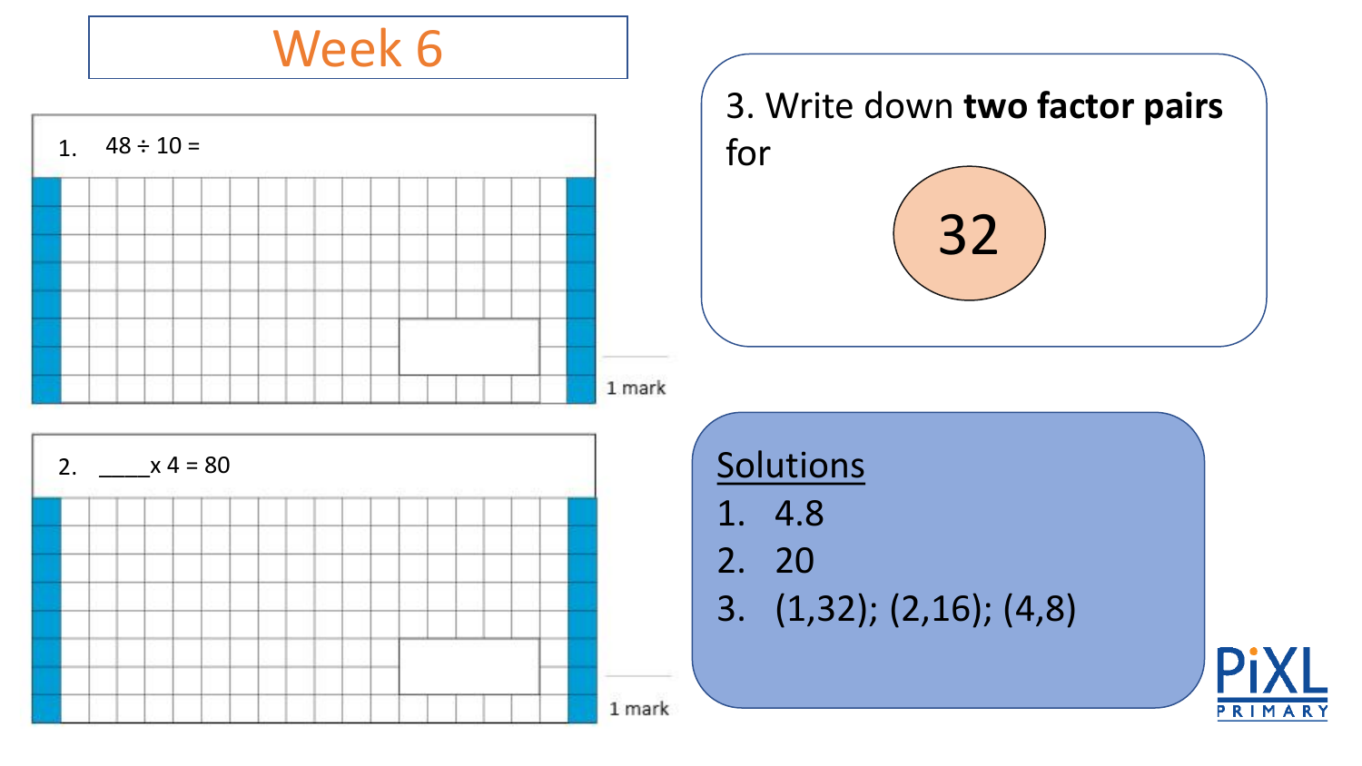# Week 6

1. $48 \div 10 =$

1 mark

2. ____x 4 = 80

1 mark

3. Write down **two factor pairs** for

32

Solutions

1. 4.8
2. 20
3. (1,32); (2,16); (4,8)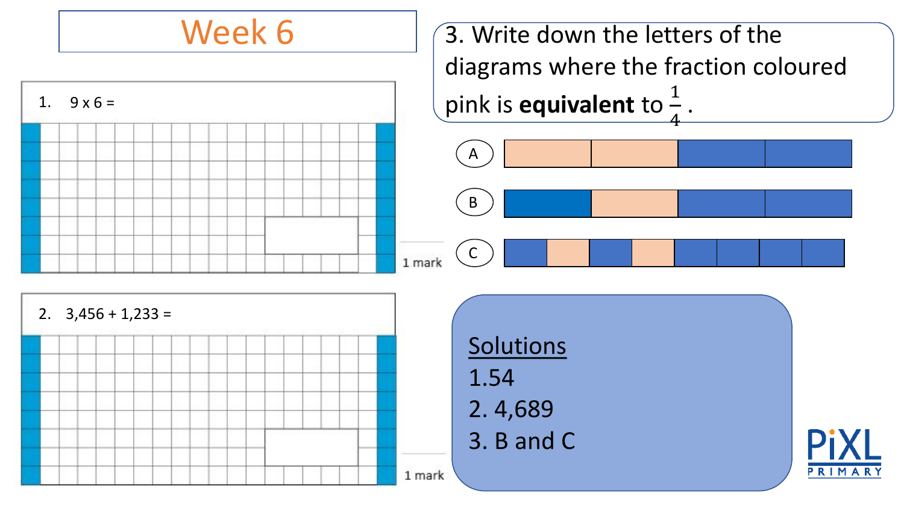# Week 6

1. 9 x 6 =

1 mark

2. 3,456 + 1,233 =

1 mark

3. Write down the letters of the diagrams where the fraction coloured pink is **equivalent** to $\frac{1}{4}$.

A

B

C

**Solutions**

1. 54
2. 4,689
3. B and C